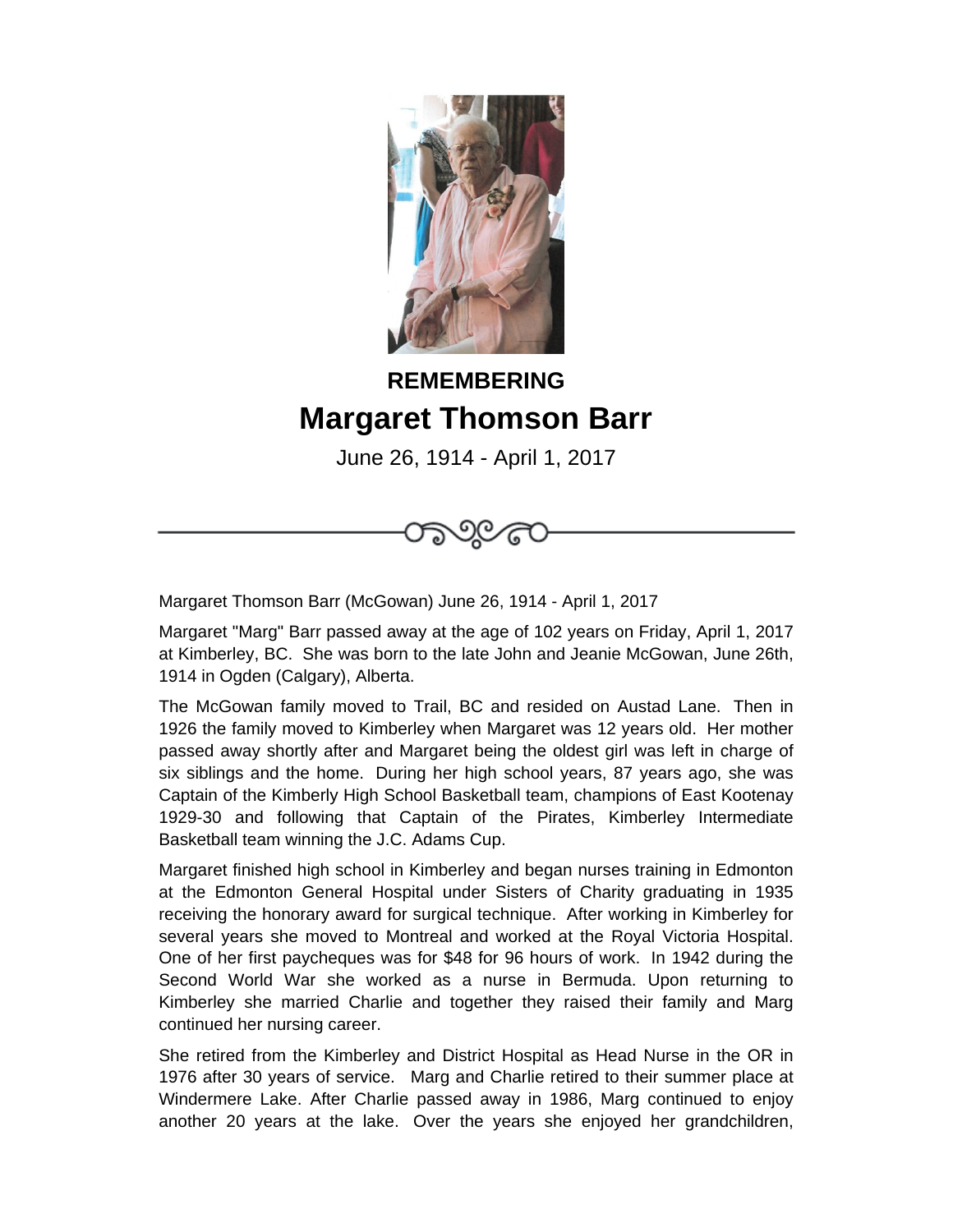**REMEMBERING**

# Margaret Thomson Barr

June 26, 1914 - April 1, 2017

Margaret Thomson Barr (McGowan) June 26, 1914 - April 1, 2017

Margaret "Marg" Barr passed away at the age of 102 years on Friday, April 1, 2017 at Kimberley, BC. She was born to the late John and Jeanie McGowan, June 26th, 1914 in Ogden (Calgary), Alberta.

The McGowan family moved to Trail, BC and resided on Austad Lane. Then in 1926 the family moved to Kimberley when Margaret was 12 years old. Her mother passed away shortly after and Margaret being the oldest girl was left in charge of six siblings and the home. During her high school years, 87 years ago, she was Captain of the Kimberly High School Basketball team, champions of East Kootenay 1929-30 and following that Captain of the Pirates, Kimberley Intermediate Basketball team winning the J.C. Adams Cup.

Margaret finished high school in Kimberley and began nurses training in Edmonton at the Edmonton General Hospital under Sisters of Charity graduating in 1935 receiving the honorary award for surgical technique. After working in Kimberley for several years she moved to Montreal and worked at the Royal Victoria Hospital. One of her first paycheques was for $48 for 96 hours of work. In 1942 during the Second World War she worked as a nurse in Bermuda. Upon returning to Kimberley she married Charlie and together they raised their family and Marg continued her nursing career.

She retired from the Kimberley and District Hospital as Head Nurse in the OR in 1976 after 30 years of service. Marg and Charlie retired to their summer place at Windermere Lake. After Charlie passed away in 1986, Marg continued to enjoy another 20 years at the lake. Over the years she enjoyed her grandchildren,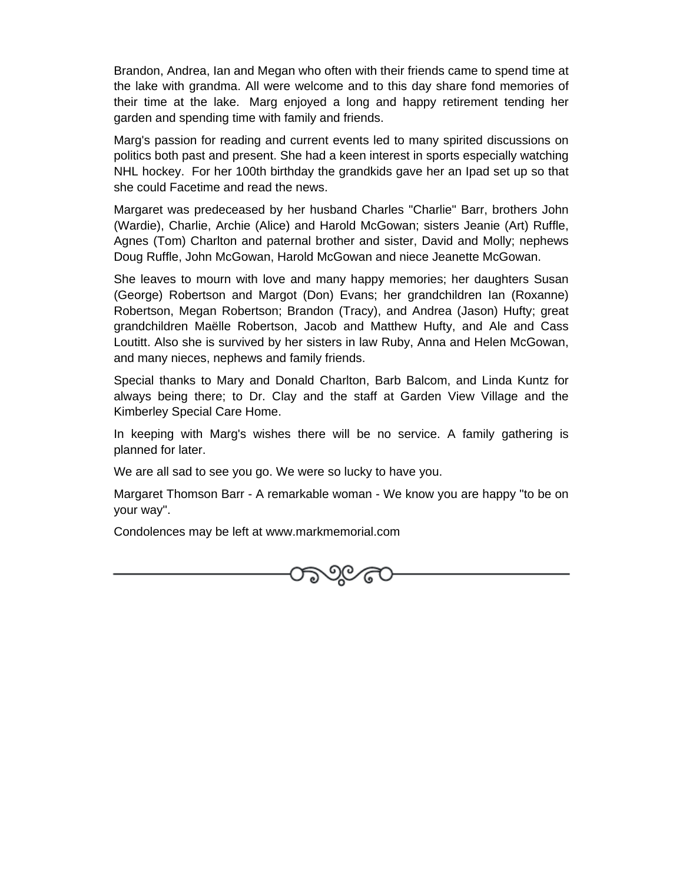Brandon, Andrea, Ian and Megan who often with their friends came to spend time at the lake with grandma. All were welcome and to this day share fond memories of their time at the lake. Marg enjoyed a long and happy retirement tending her garden and spending time with family and friends.

Marg's passion for reading and current events led to many spirited discussions on politics both past and present. She had a keen interest in sports especially watching NHL hockey. For her 100th birthday the grandkids gave her an Ipad set up so that she could Facetime and read the news.

Margaret was predeceased by her husband Charles "Charlie" Barr, brothers John (Wardie), Charlie, Archie (Alice) and Harold McGowan; sisters Jeanie (Art) Ruffle, Agnes (Tom) Charlton and paternal brother and sister, David and Molly; nephews Doug Ruffle, John McGowan, Harold McGowan and niece Jeanette McGowan.

She leaves to mourn with love and many happy memories; her daughters Susan (George) Robertson and Margot (Don) Evans; her grandchildren Ian (Roxanne) Robertson, Megan Robertson; Brandon (Tracy), and Andrea (Jason) Hufty; great grandchildren Maëlle Robertson, Jacob and Matthew Hufty, and Ale and Cass Loutitt. Also she is survived by her sisters in law Ruby, Anna and Helen McGowan, and many nieces, nephews and family friends.

Special thanks to Mary and Donald Charlton, Barb Balcom, and Linda Kuntz for always being there; to Dr. Clay and the staff at Garden View Village and the Kimberley Special Care Home.

In keeping with Marg's wishes there will be no service. A family gathering is planned for later.

We are all sad to see you go. We were so lucky to have you.

Margaret Thomson Barr - A remarkable woman - We know you are happy "to be on your way".

Condolences may be left at www.markmemorial.com